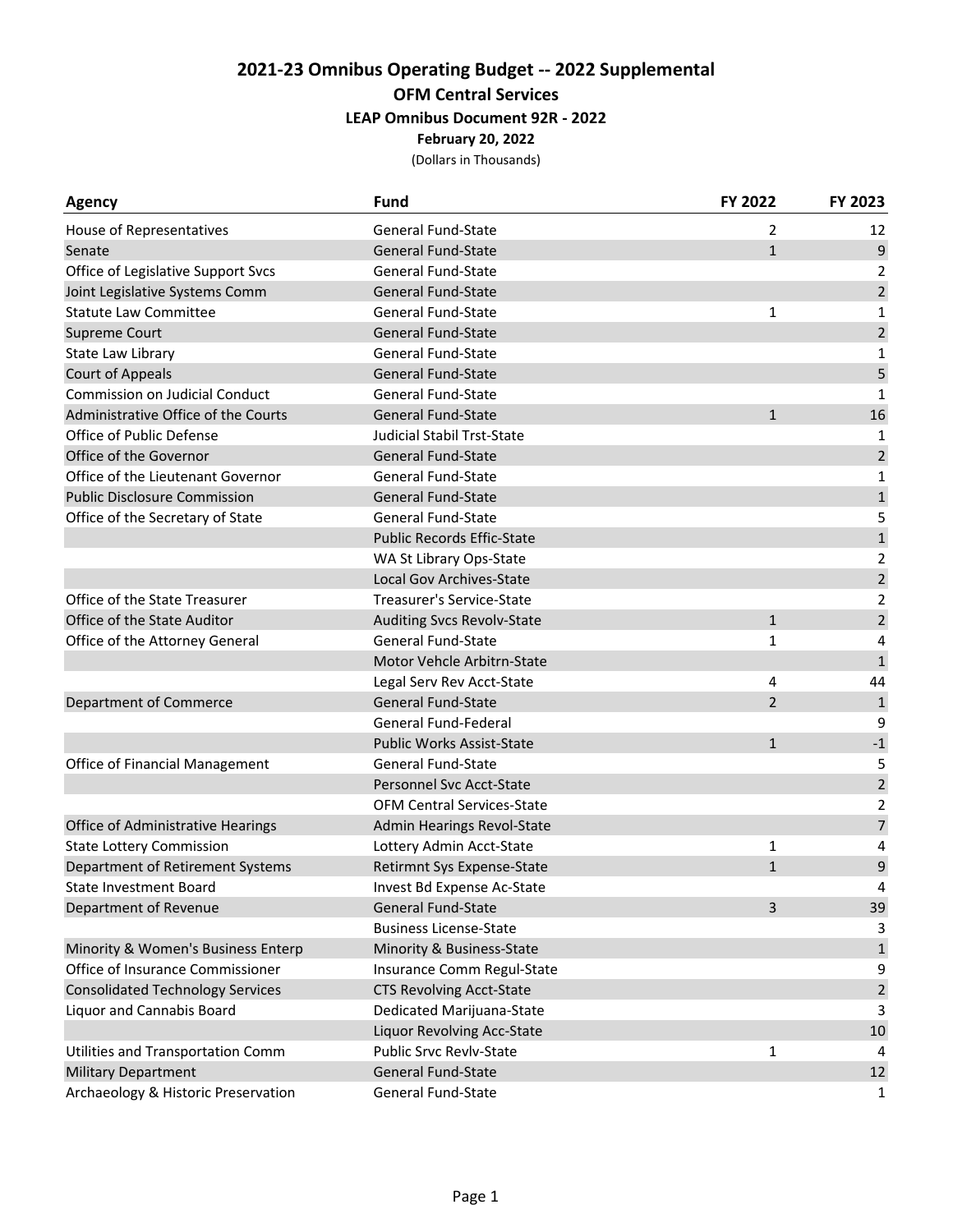# 2021-23 Omnibus Operating Budget -- 2022 Supplemental

## OFM Central Services

### LEAP Omnibus Document 92R - 2022

**February 20, 2022**

(Dollars in Thousands)

| Agency | Fund | FY 2022 | FY 2023 |
|---|---|---|---|
| House of Representatives | General Fund-State | 2 | 12 |
| Senate | General Fund-State | 1 | 9 |
| Office of Legislative Support Svcs | General Fund-State | | 2 |
| Joint Legislative Systems Comm | General Fund-State | | 2 |
| Statute Law Committee | General Fund-State | 1 | 1 |
| Supreme Court | General Fund-State | | 2 |
| State Law Library | General Fund-State | | 1 |
| Court of Appeals | General Fund-State | | 5 |
| Commission on Judicial Conduct | General Fund-State | | 1 |
| Administrative Office of the Courts | General Fund-State | 1 | 16 |
| Office of Public Defense | Judicial Stabil Trst-State | | 1 |
| Office of the Governor | General Fund-State | | 2 |
| Office of the Lieutenant Governor | General Fund-State | | 1 |
| Public Disclosure Commission | General Fund-State | | 1 |
| Office of the Secretary of State | General Fund-State | | 5 |
| | Public Records Effic-State | | 1 |
| | WA St Library Ops-State | | 2 |
| | Local Gov Archives-State | | 2 |
| Office of the State Treasurer | Treasurer's Service-State | | 2 |
| Office of the State Auditor | Auditing Svcs Revolv-State | 1 | 2 |
| Office of the Attorney General | General Fund-State | 1 | 4 |
| | Motor Vehcle Arbitrn-State | | 1 |
| | Legal Serv Rev Acct-State | 4 | 44 |
| Department of Commerce | General Fund-State | 2 | 1 |
| | General Fund-Federal | | 9 |
| | Public Works Assist-State | 1 | -1 |
| Office of Financial Management | General Fund-State | | 5 |
| | Personnel Svc Acct-State | | 2 |
| | OFM Central Services-State | | 2 |
| Office of Administrative Hearings | Admin Hearings Revol-State | | 7 |
| State Lottery Commission | Lottery Admin Acct-State | 1 | 4 |
| Department of Retirement Systems | Retirmnt Sys Expense-State | 1 | 9 |
| State Investment Board | Invest Bd Expense Ac-State | | 4 |
| Department of Revenue | General Fund-State | 3 | 39 |
| | Business License-State | | 3 |
| Minority & Women's Business Enterp | Minority & Business-State | | 1 |
| Office of Insurance Commissioner | Insurance Comm Regul-State | | 9 |
| Consolidated Technology Services | CTS Revolving Acct-State | | 2 |
| Liquor and Cannabis Board | Dedicated Marijuana-State | | 3 |
| | Liquor Revolving Acc-State | | 10 |
| Utilities and Transportation Comm | Public Srvc Revlv-State | 1 | 4 |
| Military Department | General Fund-State | | 12 |
| Archaeology & Historic Preservation | General Fund-State | | 1 |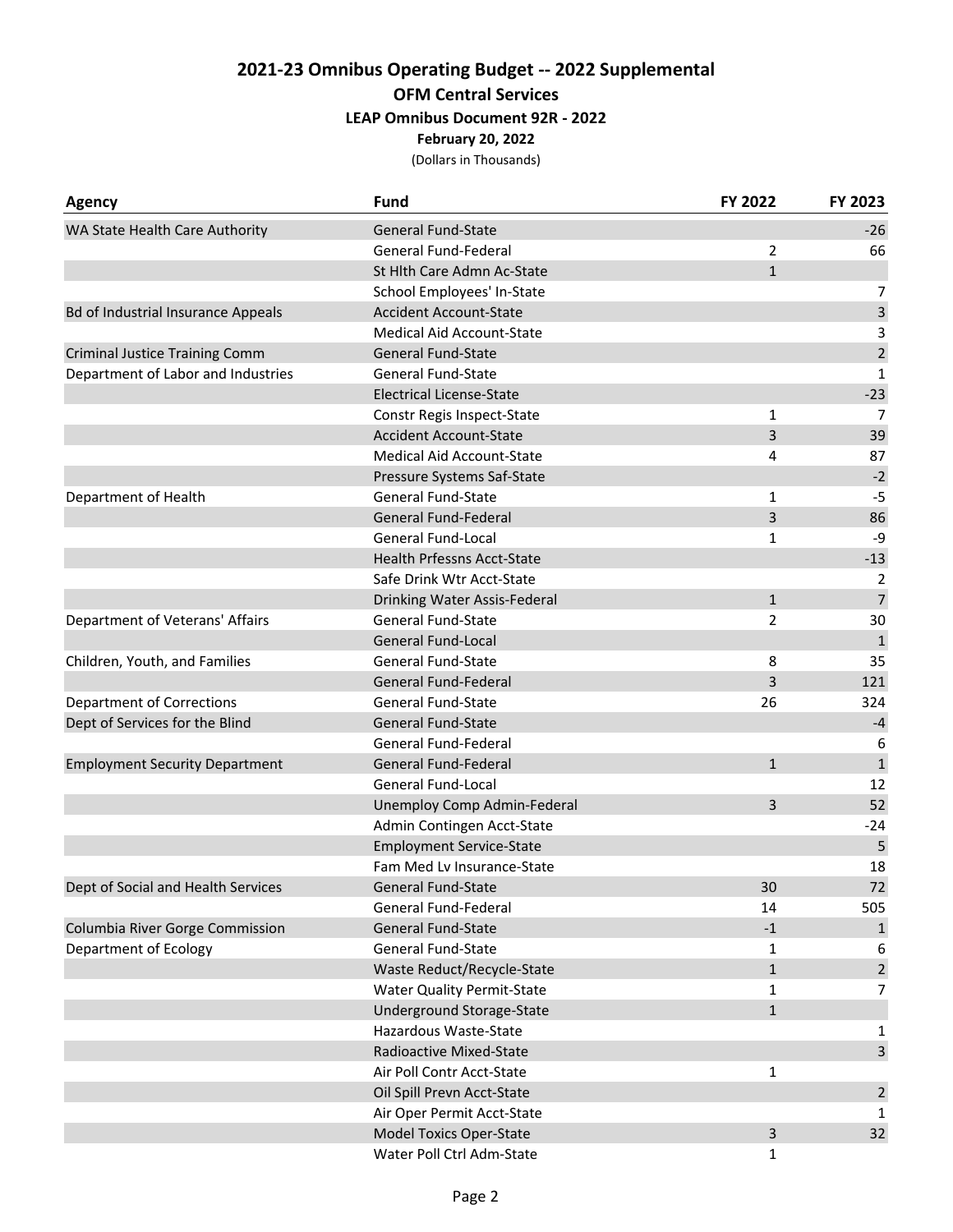## 2021-23 Omnibus Operating Budget -- 2022 Supplemental

### OFM Central Services

**LEAP Omnibus Document 92R - 2022**

**February 20, 2022**

(Dollars in Thousands)

| Agency | Fund | FY 2022 | FY 2023 |
|---|---|---|---|
| WA State Health Care Authority | General Fund-State | | -26 |
| | General Fund-Federal | 2 | 66 |
| | St Hlth Care Admn Ac-State | 1 | |
| | School Employees' In-State | | 7 |
| Bd of Industrial Insurance Appeals | Accident Account-State | | 3 |
| | Medical Aid Account-State | | 3 |
| Criminal Justice Training Comm | General Fund-State | | 2 |
| Department of Labor and Industries | General Fund-State | | 1 |
| | Electrical License-State | | -23 |
| | Constr Regis Inspect-State | 1 | 7 |
| | Accident Account-State | 3 | 39 |
| | Medical Aid Account-State | 4 | 87 |
| | Pressure Systems Saf-State | | -2 |
| Department of Health | General Fund-State | 1 | -5 |
| | General Fund-Federal | 3 | 86 |
| | General Fund-Local | 1 | -9 |
| | Health Prfessns Acct-State | | -13 |
| | Safe Drink Wtr Acct-State | | 2 |
| | Drinking Water Assis-Federal | 1 | 7 |
| Department of Veterans' Affairs | General Fund-State | 2 | 30 |
| | General Fund-Local | | 1 |
| Children, Youth, and Families | General Fund-State | 8 | 35 |
| | General Fund-Federal | 3 | 121 |
| Department of Corrections | General Fund-State | 26 | 324 |
| Dept of Services for the Blind | General Fund-State | | -4 |
| | General Fund-Federal | | 6 |
| Employment Security Department | General Fund-Federal | 1 | 1 |
| | General Fund-Local | | 12 |
| | Unemploy Comp Admin-Federal | 3 | 52 |
| | Admin Contingen Acct-State | | -24 |
| | Employment Service-State | | 5 |
| | Fam Med Lv Insurance-State | | 18 |
| Dept of Social and Health Services | General Fund-State | 30 | 72 |
| | General Fund-Federal | 14 | 505 |
| Columbia River Gorge Commission | General Fund-State | -1 | 1 |
| Department of Ecology | General Fund-State | 1 | 6 |
| | Waste Reduct/Recycle-State | 1 | 2 |
| | Water Quality Permit-State | 1 | 7 |
| | Underground Storage-State | 1 | |
| | Hazardous Waste-State | | 1 |
| | Radioactive Mixed-State | | 3 |
| | Air Poll Contr Acct-State | 1 | |
| | Oil Spill Prevn Acct-State | | 2 |
| | Air Oper Permit Acct-State | | 1 |
| | Model Toxics Oper-State | 3 | 32 |
| | Water Poll Ctrl Adm-State | 1 | |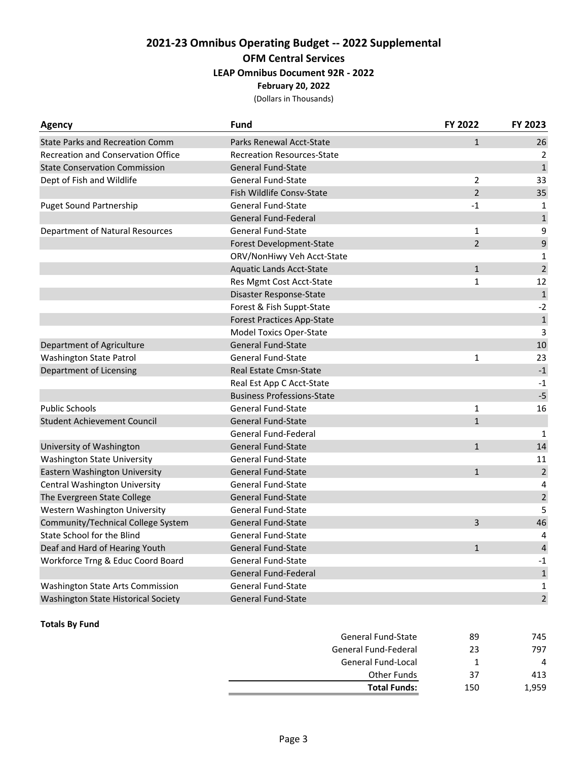## 2021-23 Omnibus Operating Budget -- 2022 Supplemental

### OFM Central Services

#### LEAP Omnibus Document 92R - 2022

**February 20, 2022**

(Dollars in Thousands)

| Agency | Fund | FY 2022 | FY 2023 |
|---|---|---|---|
| State Parks and Recreation Comm | Parks Renewal Acct-State | 1 | 26 |
| Recreation and Conservation Office | Recreation Resources-State | | 2 |
| State Conservation Commission | General Fund-State | | 1 |
| Dept of Fish and Wildlife | General Fund-State | 2 | 33 |
| | Fish Wildlife Consv-State | 2 | 35 |
| Puget Sound Partnership | General Fund-State | -1 | 1 |
| | General Fund-Federal | | 1 |
| Department of Natural Resources | General Fund-State | 1 | 9 |
| | Forest Development-State | 2 | 9 |
| | ORV/NonHiwy Veh Acct-State | | 1 |
| | Aquatic Lands Acct-State | 1 | 2 |
| | Res Mgmt Cost Acct-State | 1 | 12 |
| | Disaster Response-State | | 1 |
| | Forest & Fish Suppt-State | | -2 |
| | Forest Practices App-State | | 1 |
| | Model Toxics Oper-State | | 3 |
| Department of Agriculture | General Fund-State | | 10 |
| Washington State Patrol | General Fund-State | 1 | 23 |
| Department of Licensing | Real Estate Cmsn-State | | -1 |
| | Real Est App C Acct-State | | -1 |
| | Business Professions-State | | -5 |
| Public Schools | General Fund-State | 1 | 16 |
| Student Achievement Council | General Fund-State | 1 | |
| | General Fund-Federal | | 1 |
| University of Washington | General Fund-State | 1 | 14 |
| Washington State University | General Fund-State | | 11 |
| Eastern Washington University | General Fund-State | 1 | 2 |
| Central Washington University | General Fund-State | | 4 |
| The Evergreen State College | General Fund-State | | 2 |
| Western Washington University | General Fund-State | | 5 |
| Community/Technical College System | General Fund-State | 3 | 46 |
| State School for the Blind | General Fund-State | | 4 |
| Deaf and Hard of Hearing Youth | General Fund-State | 1 | 4 |
| Workforce Trng & Educ Coord Board | General Fund-State | | -1 |
| | General Fund-Federal | | 1 |
| Washington State Arts Commission | General Fund-State | | 1 |
| Washington State Historical Society | General Fund-State | | 2 |

**Totals By Fund**

| | FY 2022 | FY 2023 |
|---|---|---|
| General Fund-State | 89 | 745 |
| General Fund-Federal | 23 | 797 |
| General Fund-Local | 1 | 4 |
| Other Funds | 37 | 413 |
| **Total Funds:** | 150 | 1,959 |